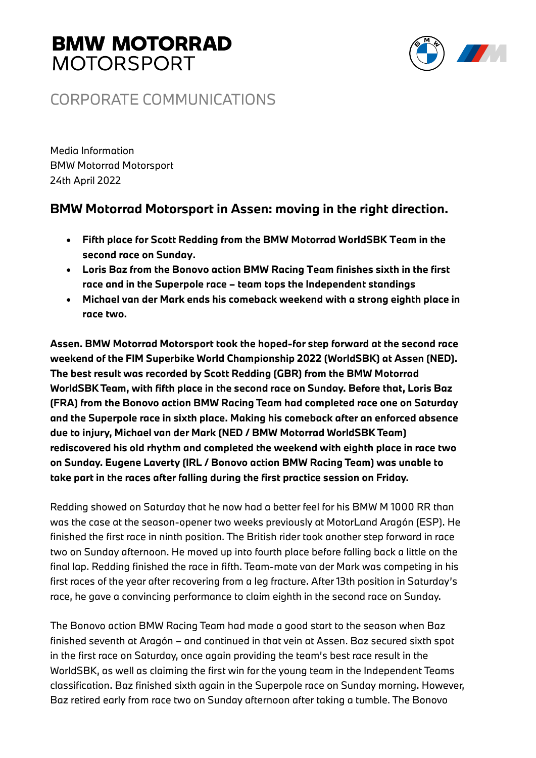# BMW MOTORRAD MOTORSPORT

CORPORATE COMMUNICATIONS

Media Information
BMW Motorrad Motorsport
24th April 2022

## BMW Motorrad Motorsport in Assen: moving in the right direction.

- **Fifth place for Scott Redding from the BMW Motorrad WorldSBK Team in the second race on Sunday.**
- **Loris Baz from the Bonovo action BMW Racing Team finishes sixth in the first race and in the Superpole race – team tops the Independent standings**
- **Michael van der Mark ends his comeback weekend with a strong eighth place in race two.**

**Assen. BMW Motorrad Motorsport took the hoped-for step forward at the second race weekend of the FIM Superbike World Championship 2022 (WorldSBK) at Assen (NED). The best result was recorded by Scott Redding (GBR) from the BMW Motorrad WorldSBK Team, with fifth place in the second race on Sunday. Before that, Loris Baz (FRA) from the Bonovo action BMW Racing Team had completed race one on Saturday and the Superpole race in sixth place. Making his comeback after an enforced absence due to injury, Michael van der Mark (NED / BMW Motorrad WorldSBK Team) rediscovered his old rhythm and completed the weekend with eighth place in race two on Sunday. Eugene Laverty (IRL / Bonovo action BMW Racing Team) was unable to take part in the races after falling during the first practice session on Friday.**

Redding showed on Saturday that he now had a better feel for his BMW M 1000 RR than was the case at the season-opener two weeks previously at MotorLand Aragón (ESP). He finished the first race in ninth position. The British rider took another step forward in race two on Sunday afternoon. He moved up into fourth place before falling back a little on the final lap. Redding finished the race in fifth. Team-mate van der Mark was competing in his first races of the year after recovering from a leg fracture. After 13th position in Saturday's race, he gave a convincing performance to claim eighth in the second race on Sunday.

The Bonovo action BMW Racing Team had made a good start to the season when Baz finished seventh at Aragón – and continued in that vein at Assen. Baz secured sixth spot in the first race on Saturday, once again providing the team's best race result in the WorldSBK, as well as claiming the first win for the young team in the Independent Teams classification. Baz finished sixth again in the Superpole race on Sunday morning. However, Baz retired early from race two on Sunday afternoon after taking a tumble. The Bonovo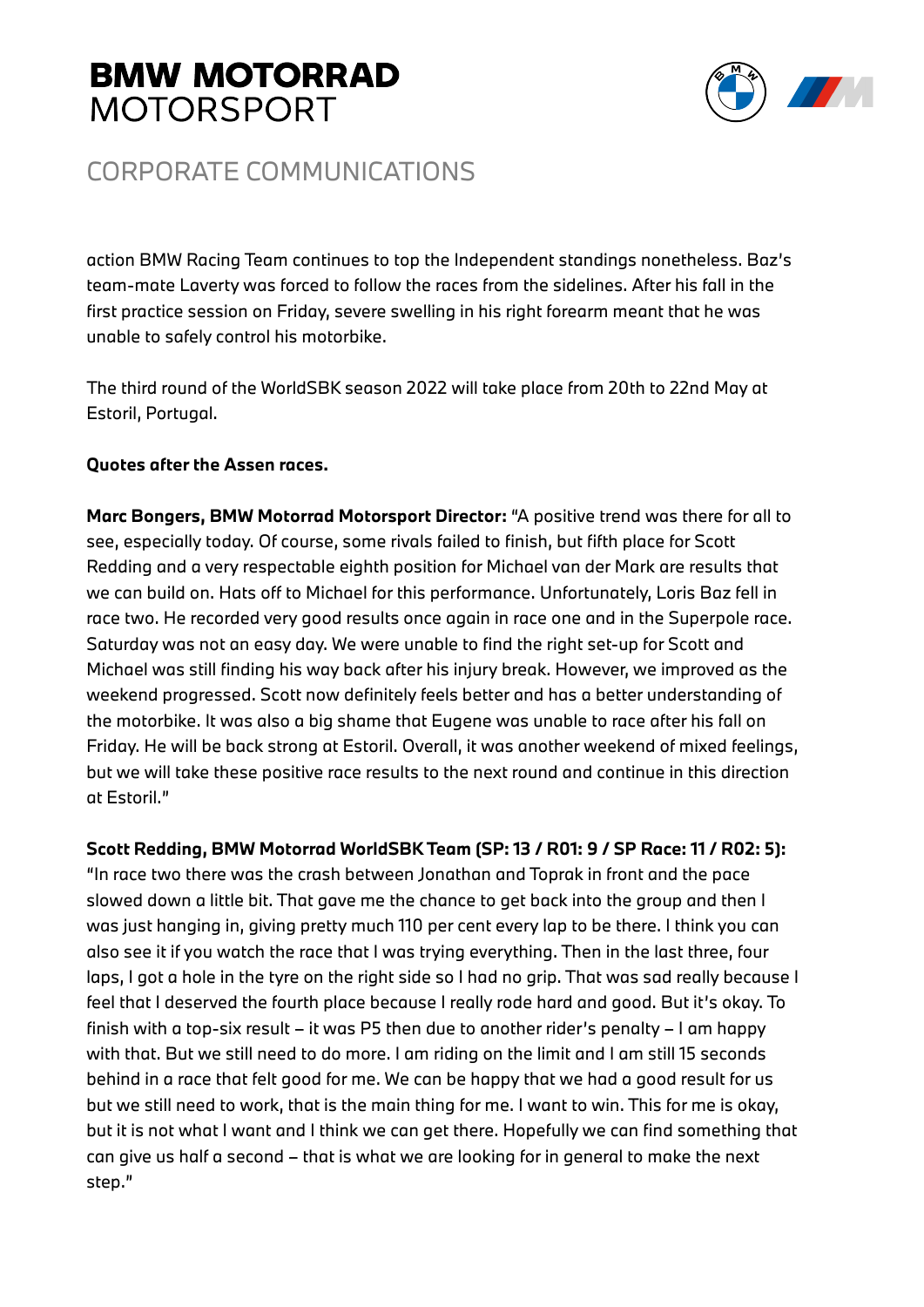action BMW Racing Team continues to top the Independent standings nonetheless. Baz's team-mate Laverty was forced to follow the races from the sidelines. After his fall in the first practice session on Friday, severe swelling in his right forearm meant that he was unable to safely control his motorbike.

The third round of the WorldSBK season 2022 will take place from 20th to 22nd May at Estoril, Portugal.

**Quotes after the Assen races.**

**Marc Bongers, BMW Motorrad Motorsport Director:** "A positive trend was there for all to see, especially today. Of course, some rivals failed to finish, but fifth place for Scott Redding and a very respectable eighth position for Michael van der Mark are results that we can build on. Hats off to Michael for this performance. Unfortunately, Loris Baz fell in race two. He recorded very good results once again in race one and in the Superpole race. Saturday was not an easy day. We were unable to find the right set-up for Scott and Michael was still finding his way back after his injury break. However, we improved as the weekend progressed. Scott now definitely feels better and has a better understanding of the motorbike. It was also a big shame that Eugene was unable to race after his fall on Friday. He will be back strong at Estoril. Overall, it was another weekend of mixed feelings, but we will take these positive race results to the next round and continue in this direction at Estoril."

**Scott Redding, BMW Motorrad WorldSBK Team (SP: 13 / R01: 9 / SP Race: 11 / R02: 5):** "In race two there was the crash between Jonathan and Toprak in front and the pace slowed down a little bit. That gave me the chance to get back into the group and then I was just hanging in, giving pretty much 110 per cent every lap to be there. I think you can also see it if you watch the race that I was trying everything. Then in the last three, four laps, I got a hole in the tyre on the right side so I had no grip. That was sad really because I feel that I deserved the fourth place because I really rode hard and good. But it's okay. To finish with a top-six result – it was P5 then due to another rider's penalty – I am happy with that. But we still need to do more. I am riding on the limit and I am still 15 seconds behind in a race that felt good for me. We can be happy that we had a good result for us but we still need to work, that is the main thing for me. I want to win. This for me is okay, but it is not what I want and I think we can get there. Hopefully we can find something that can give us half a second – that is what we are looking for in general to make the next step."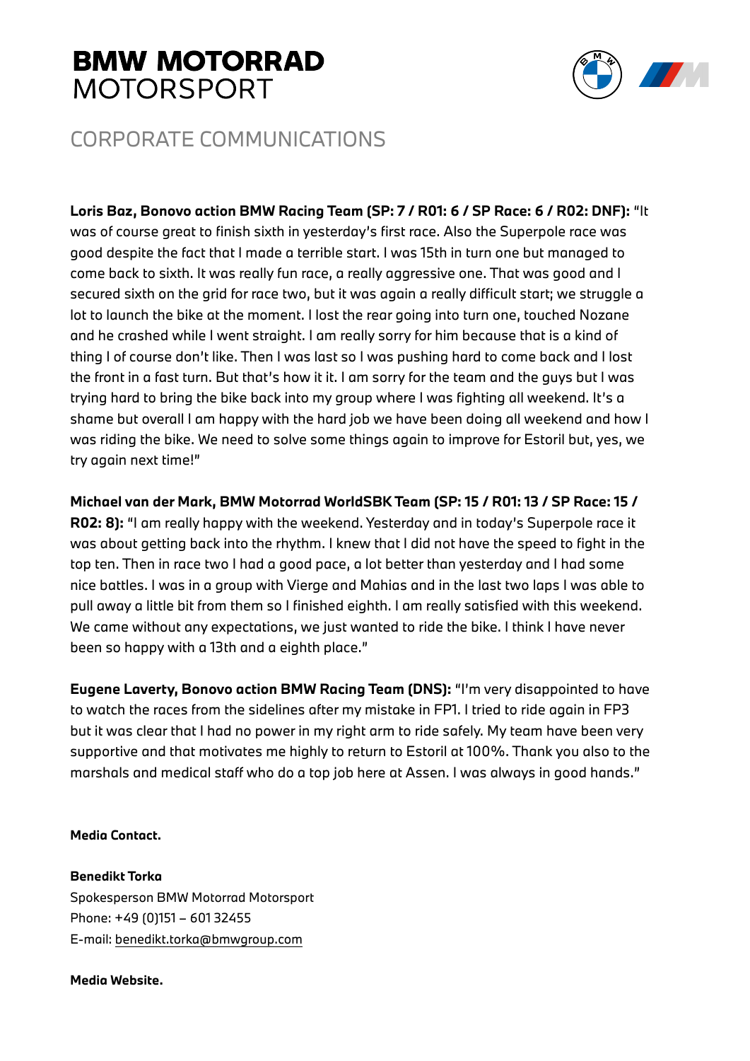**Loris Baz, Bonovo action BMW Racing Team (SP: 7 / R01: 6 / SP Race: 6 / R02: DNF):** "It was of course great to finish sixth in yesterday's first race. Also the Superpole race was good despite the fact that I made a terrible start. I was 15th in turn one but managed to come back to sixth. It was really fun race, a really aggressive one. That was good and I secured sixth on the grid for race two, but it was again a really difficult start; we struggle a lot to launch the bike at the moment. I lost the rear going into turn one, touched Nozane and he crashed while I went straight. I am really sorry for him because that is a kind of thing I of course don't like. Then I was last so I was pushing hard to come back and I lost the front in a fast turn. But that's how it it. I am sorry for the team and the guys but I was trying hard to bring the bike back into my group where I was fighting all weekend. It's a shame but overall I am happy with the hard job we have been doing all weekend and how I was riding the bike. We need to solve some things again to improve for Estoril but, yes, we try again next time!"

**Michael van der Mark, BMW Motorrad WorldSBK Team (SP: 15 / R01: 13 / SP Race: 15 / R02: 8):** "I am really happy with the weekend. Yesterday and in today's Superpole race it was about getting back into the rhythm. I knew that I did not have the speed to fight in the top ten. Then in race two I had a good pace, a lot better than yesterday and I had some nice battles. I was in a group with Vierge and Mahias and in the last two laps I was able to pull away a little bit from them so I finished eighth. I am really satisfied with this weekend. We came without any expectations, we just wanted to ride the bike. I think I have never been so happy with a 13th and a eighth place."

**Eugene Laverty, Bonovo action BMW Racing Team (DNS):** "I'm very disappointed to have to watch the races from the sidelines after my mistake in FP1. I tried to ride again in FP3 but it was clear that I had no power in my right arm to ride safely. My team have been very supportive and that motivates me highly to return to Estoril at 100%. Thank you also to the marshals and medical staff who do a top job here at Assen. I was always in good hands."

**Media Contact.**

**Benedikt Torka**
Spokesperson BMW Motorrad Motorsport
Phone: +49 (0)151 – 601 32455
E-mail: benedikt.torka@bmwgroup.com

**Media Website.**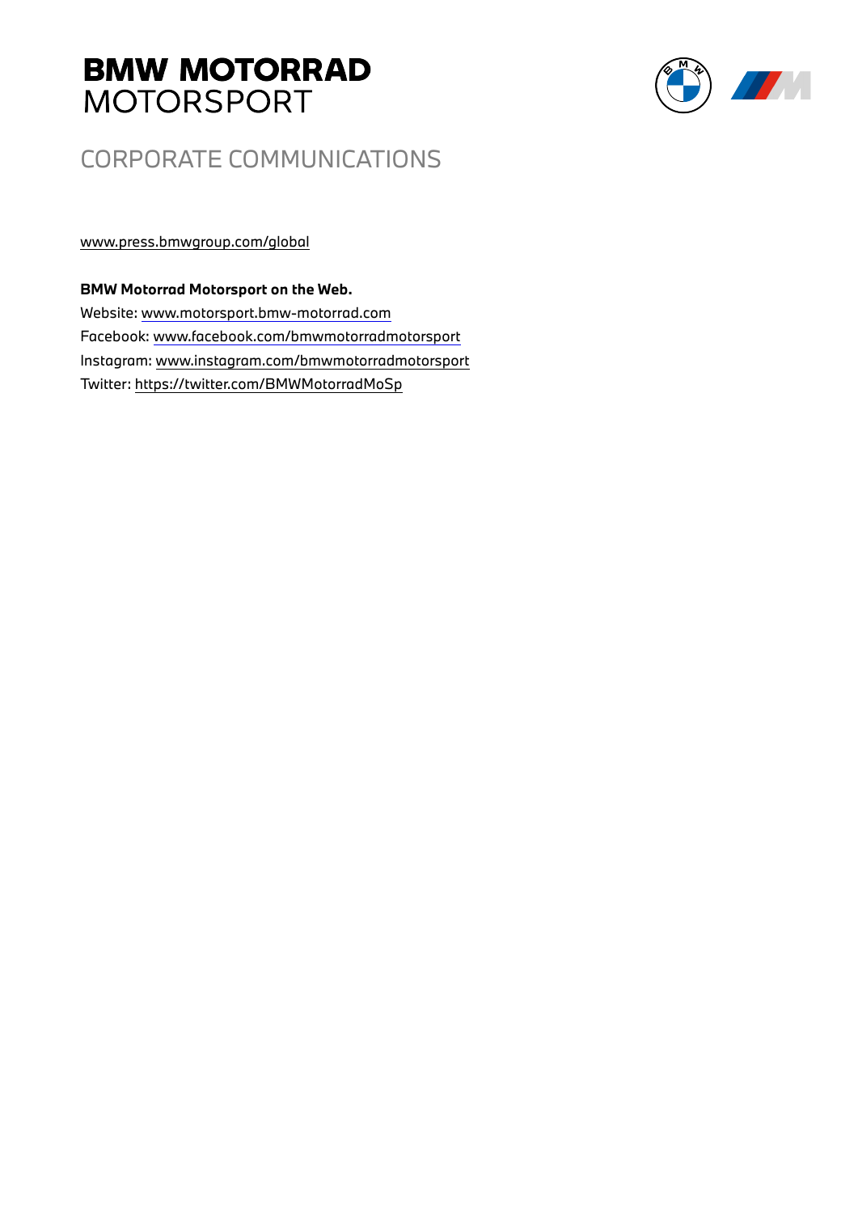# BMW MOTORRAD
# MOTORSPORT

## CORPORATE COMMUNICATIONS

www.press.bmwgroup.com/global

**BMW Motorrad Motorsport on the Web.**
Website: www.motorsport.bmw-motorrad.com
Facebook: www.facebook.com/bmwmotorradmotorsport
Instagram: www.instagram.com/bmwmotorradmotorsport
Twitter: https://twitter.com/BMWMotorradMoSp